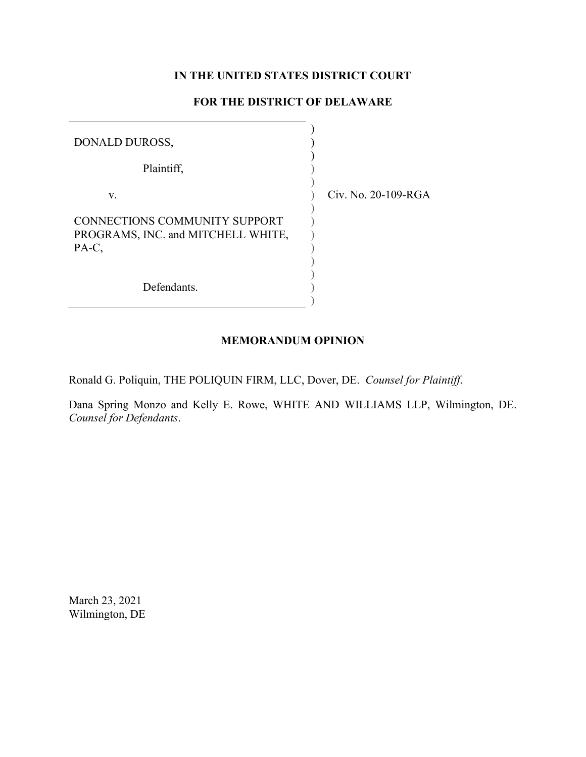**IN THE UNITED STATES DISTRICT COURT**

**FOR THE DISTRICT OF DELAWARE**

DONALD DUROSS,

Plaintiff,

v.

CONNECTIONS COMMUNITY SUPPORT PROGRAMS, INC. and MITCHELL WHITE, PA-C,

Defendants.

Civ. No. 20-109-RGA

**MEMORANDUM OPINION**

Ronald G. Poliquin, THE POLIQUIN FIRM, LLC, Dover, DE. *Counsel for Plaintiff*.

Dana Spring Monzo and Kelly E. Rowe, WHITE AND WILLIAMS LLP, Wilmington, DE. *Counsel for Defendants*.

March 23, 2021
Wilmington, DE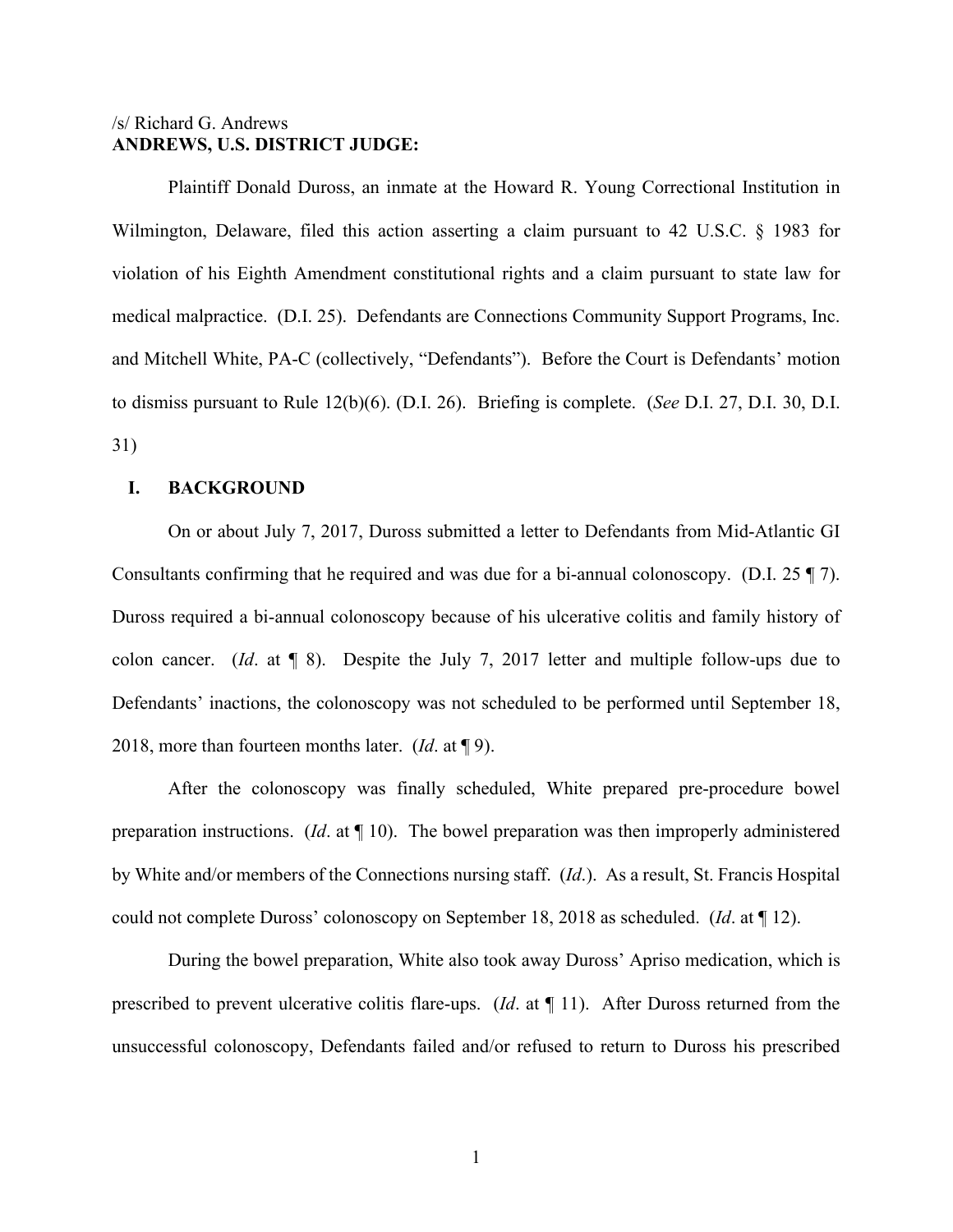/s/ Richard G. Andrews
**ANDREWS, U.S. DISTRICT JUDGE:**

Plaintiff Donald Duross, an inmate at the Howard R. Young Correctional Institution in Wilmington, Delaware, filed this action asserting a claim pursuant to 42 U.S.C. § 1983 for violation of his Eighth Amendment constitutional rights and a claim pursuant to state law for medical malpractice. (D.I. 25). Defendants are Connections Community Support Programs, Inc. and Mitchell White, PA-C (collectively, "Defendants"). Before the Court is Defendants' motion to dismiss pursuant to Rule 12(b)(6). (D.I. 26). Briefing is complete. (*See* D.I. 27, D.I. 30, D.I. 31)

## I. BACKGROUND

On or about July 7, 2017, Duross submitted a letter to Defendants from Mid-Atlantic GI Consultants confirming that he required and was due for a bi-annual colonoscopy. (D.I. 25 ¶ 7). Duross required a bi-annual colonoscopy because of his ulcerative colitis and family history of colon cancer. (*Id*. at ¶ 8). Despite the July 7, 2017 letter and multiple follow-ups due to Defendants' inactions, the colonoscopy was not scheduled to be performed until September 18, 2018, more than fourteen months later. (*Id*. at ¶ 9).

After the colonoscopy was finally scheduled, White prepared pre-procedure bowel preparation instructions. (*Id*. at ¶ 10). The bowel preparation was then improperly administered by White and/or members of the Connections nursing staff. (*Id*.). As a result, St. Francis Hospital could not complete Duross' colonoscopy on September 18, 2018 as scheduled. (*Id*. at ¶ 12).

During the bowel preparation, White also took away Duross' Apriso medication, which is prescribed to prevent ulcerative colitis flare-ups. (*Id*. at ¶ 11). After Duross returned from the unsuccessful colonoscopy, Defendants failed and/or refused to return to Duross his prescribed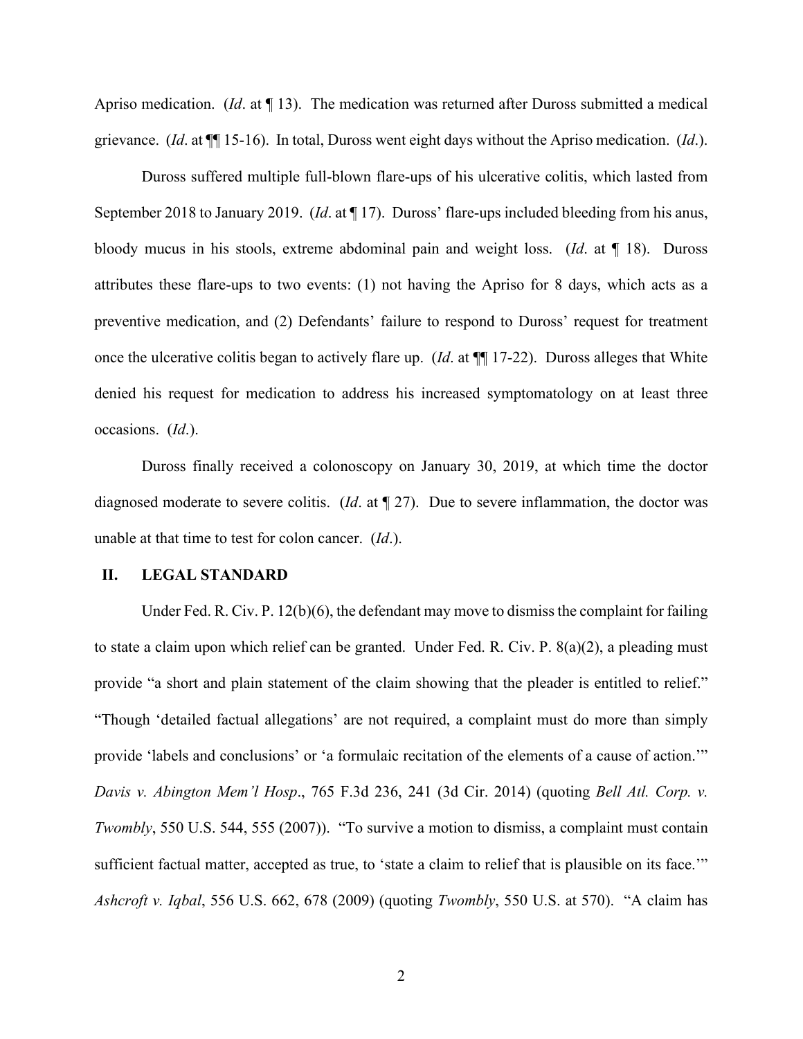Apriso medication. (*Id*. at ¶ 13). The medication was returned after Duross submitted a medical grievance. (*Id*. at ¶¶ 15-16). In total, Duross went eight days without the Apriso medication. (*Id*.).

Duross suffered multiple full-blown flare-ups of his ulcerative colitis, which lasted from September 2018 to January 2019. (*Id*. at ¶ 17). Duross' flare-ups included bleeding from his anus, bloody mucus in his stools, extreme abdominal pain and weight loss. (*Id*. at ¶ 18). Duross attributes these flare-ups to two events: (1) not having the Apriso for 8 days, which acts as a preventive medication, and (2) Defendants' failure to respond to Duross' request for treatment once the ulcerative colitis began to actively flare up. (*Id*. at ¶¶ 17-22). Duross alleges that White denied his request for medication to address his increased symptomatology on at least three occasions. (*Id*.).

Duross finally received a colonoscopy on January 30, 2019, at which time the doctor diagnosed moderate to severe colitis. (*Id*. at ¶ 27). Due to severe inflammation, the doctor was unable at that time to test for colon cancer. (*Id*.).

## II. LEGAL STANDARD

Under Fed. R. Civ. P. 12(b)(6), the defendant may move to dismiss the complaint for failing to state a claim upon which relief can be granted. Under Fed. R. Civ. P. 8(a)(2), a pleading must provide "a short and plain statement of the claim showing that the pleader is entitled to relief." "Though 'detailed factual allegations' are not required, a complaint must do more than simply provide 'labels and conclusions' or 'a formulaic recitation of the elements of a cause of action.'" *Davis v. Abington Mem'l Hosp*., 765 F.3d 236, 241 (3d Cir. 2014) (quoting *Bell Atl. Corp. v. Twombly*, 550 U.S. 544, 555 (2007)). "To survive a motion to dismiss, a complaint must contain sufficient factual matter, accepted as true, to 'state a claim to relief that is plausible on its face.'" *Ashcroft v. Iqbal*, 556 U.S. 662, 678 (2009) (quoting *Twombly*, 550 U.S. at 570). "A claim has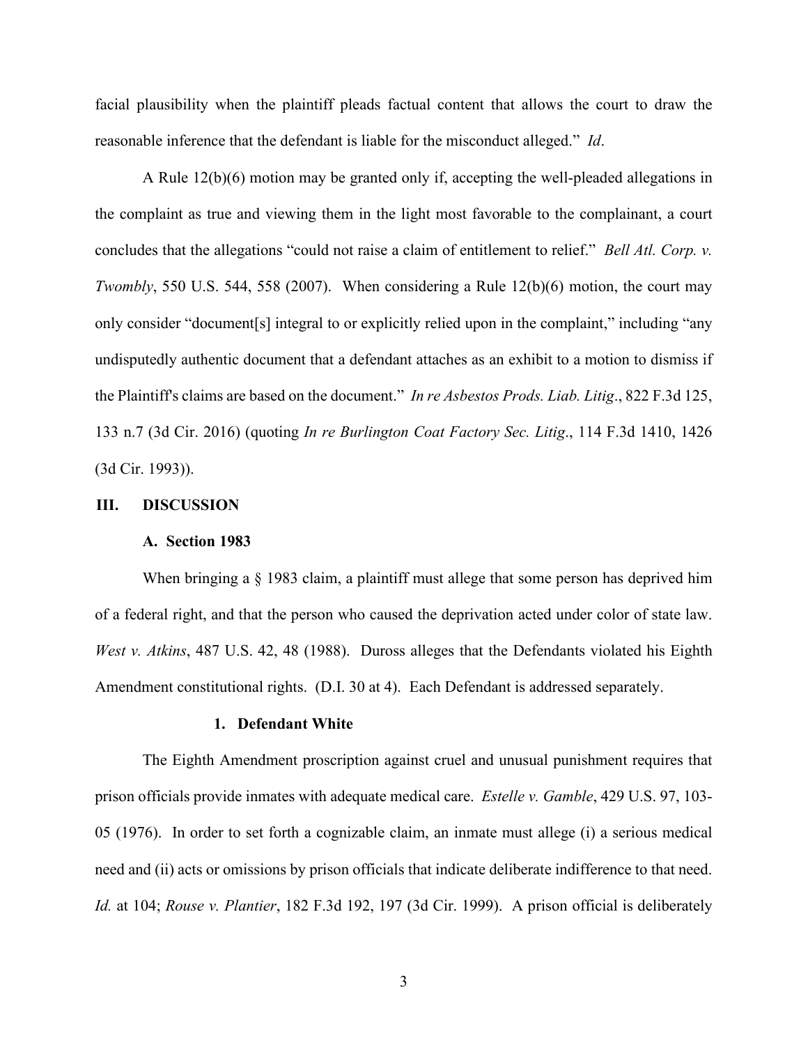facial plausibility when the plaintiff pleads factual content that allows the court to draw the reasonable inference that the defendant is liable for the misconduct alleged." *Id*.

A Rule 12(b)(6) motion may be granted only if, accepting the well-pleaded allegations in the complaint as true and viewing them in the light most favorable to the complainant, a court concludes that the allegations "could not raise a claim of entitlement to relief." *Bell Atl. Corp. v. Twombly*, 550 U.S. 544, 558 (2007). When considering a Rule 12(b)(6) motion, the court may only consider "document[s] integral to or explicitly relied upon in the complaint," including "any undisputedly authentic document that a defendant attaches as an exhibit to a motion to dismiss if the Plaintiff's claims are based on the document." *In re Asbestos Prods. Liab. Litig*., 822 F.3d 125, 133 n.7 (3d Cir. 2016) (quoting *In re Burlington Coat Factory Sec. Litig*., 114 F.3d 1410, 1426 (3d Cir. 1993)).

## III. DISCUSSION

### A. Section 1983

When bringing a § 1983 claim, a plaintiff must allege that some person has deprived him of a federal right, and that the person who caused the deprivation acted under color of state law. *West v. Atkins*, 487 U.S. 42, 48 (1988). Duross alleges that the Defendants violated his Eighth Amendment constitutional rights. (D.I. 30 at 4). Each Defendant is addressed separately.

#### 1. Defendant White

The Eighth Amendment proscription against cruel and unusual punishment requires that prison officials provide inmates with adequate medical care. *Estelle v. Gamble*, 429 U.S. 97, 103-05 (1976). In order to set forth a cognizable claim, an inmate must allege (i) a serious medical need and (ii) acts or omissions by prison officials that indicate deliberate indifference to that need. *Id.* at 104; *Rouse v. Plantier*, 182 F.3d 192, 197 (3d Cir. 1999). A prison official is deliberately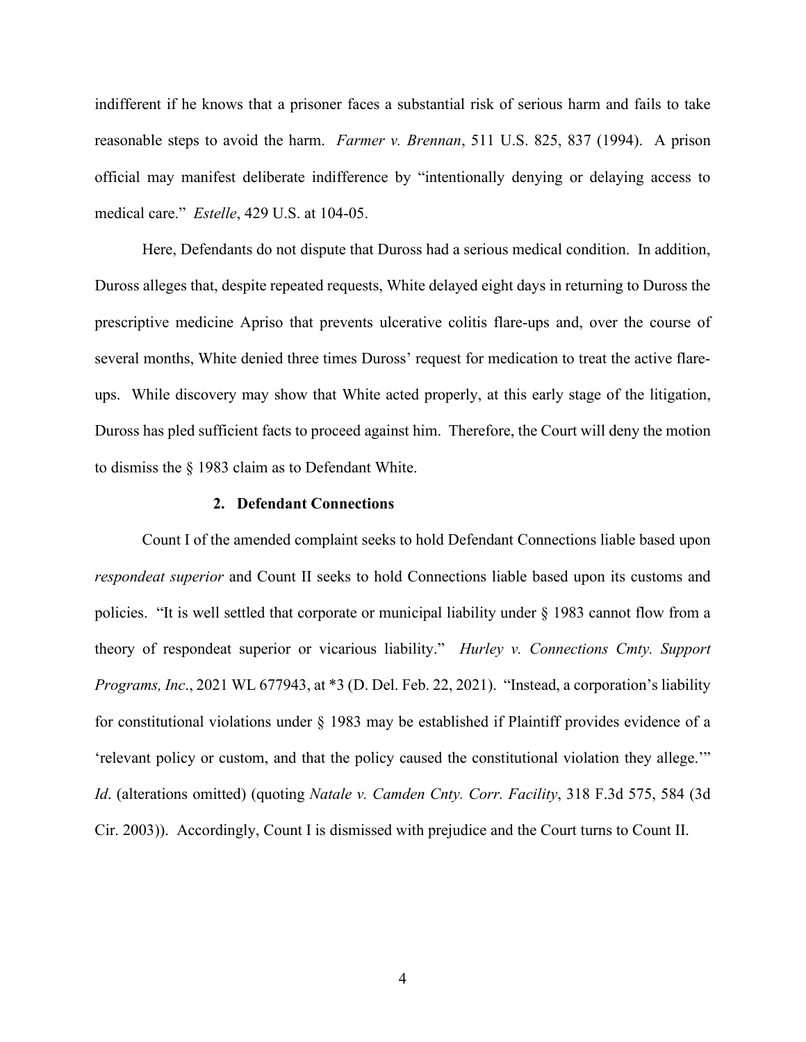indifferent if he knows that a prisoner faces a substantial risk of serious harm and fails to take reasonable steps to avoid the harm. *Farmer v. Brennan*, 511 U.S. 825, 837 (1994). A prison official may manifest deliberate indifference by "intentionally denying or delaying access to medical care." *Estelle*, 429 U.S. at 104-05.

Here, Defendants do not dispute that Duross had a serious medical condition. In addition, Duross alleges that, despite repeated requests, White delayed eight days in returning to Duross the prescriptive medicine Apriso that prevents ulcerative colitis flare-ups and, over the course of several months, White denied three times Duross' request for medication to treat the active flare-ups. While discovery may show that White acted properly, at this early stage of the litigation, Duross has pled sufficient facts to proceed against him. Therefore, the Court will deny the motion to dismiss the § 1983 claim as to Defendant White.

### 2. Defendant Connections

Count I of the amended complaint seeks to hold Defendant Connections liable based upon *respondeat superior* and Count II seeks to hold Connections liable based upon its customs and policies. "It is well settled that corporate or municipal liability under § 1983 cannot flow from a theory of respondeat superior or vicarious liability." *Hurley v. Connections Cmty. Support Programs, Inc*., 2021 WL 677943, at *3 (D. Del. Feb. 22, 2021). "Instead, a corporation's liability for constitutional violations under § 1983 may be established if Plaintiff provides evidence of a 'relevant policy or custom, and that the policy caused the constitutional violation they allege.'" *Id*. (alterations omitted) (quoting *Natale v. Camden Cnty. Corr. Facility*, 318 F.3d 575, 584 (3d Cir. 2003)). Accordingly, Count I is dismissed with prejudice and the Court turns to Count II.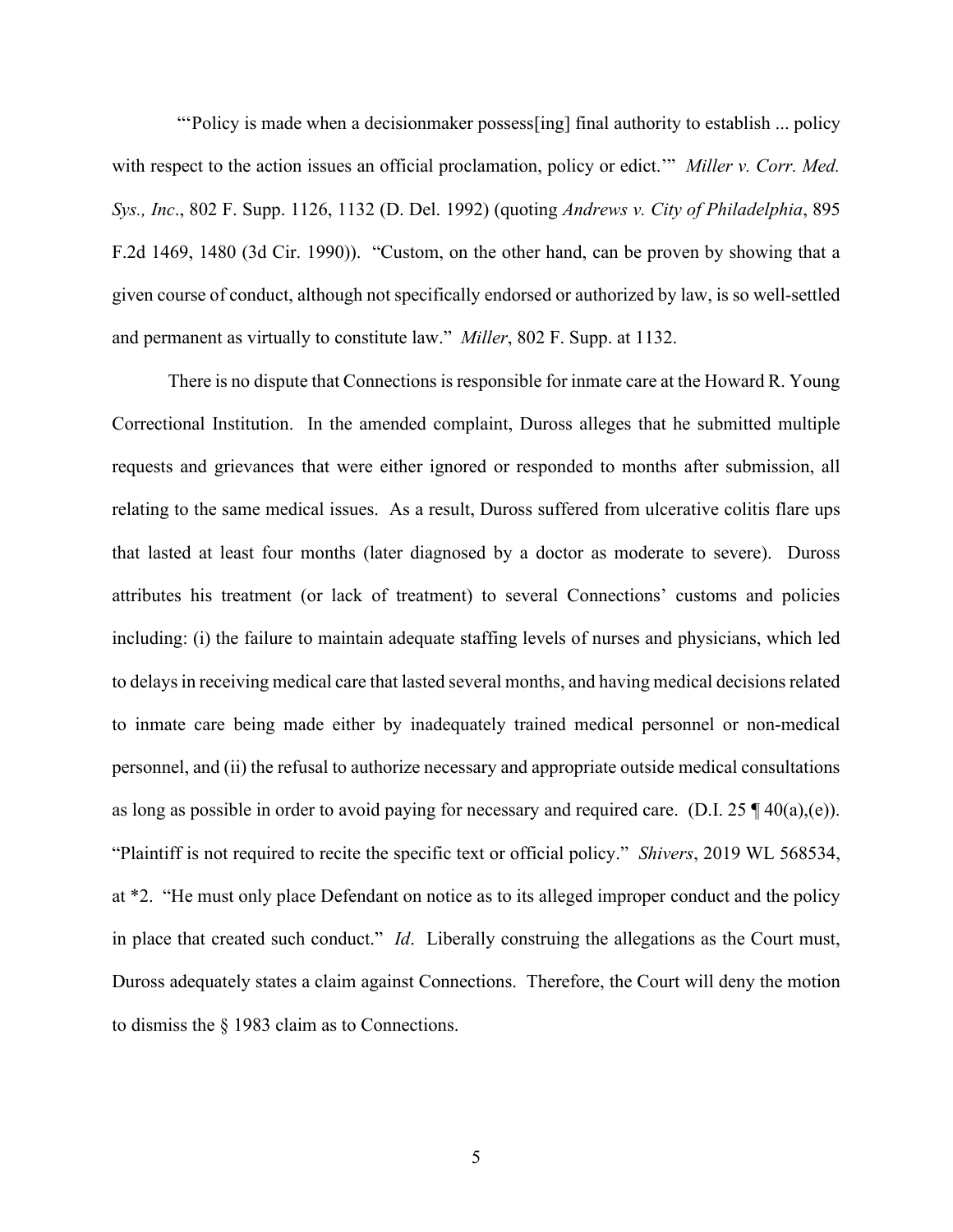"'Policy is made when a decisionmaker possess[ing] final authority to establish ... policy with respect to the action issues an official proclamation, policy or edict.'" *Miller v. Corr. Med. Sys., Inc*., 802 F. Supp. 1126, 1132 (D. Del. 1992) (quoting *Andrews v. City of Philadelphia*, 895 F.2d 1469, 1480 (3d Cir. 1990)). "Custom, on the other hand, can be proven by showing that a given course of conduct, although not specifically endorsed or authorized by law, is so well-settled and permanent as virtually to constitute law." *Miller*, 802 F. Supp. at 1132.

There is no dispute that Connections is responsible for inmate care at the Howard R. Young Correctional Institution. In the amended complaint, Duross alleges that he submitted multiple requests and grievances that were either ignored or responded to months after submission, all relating to the same medical issues. As a result, Duross suffered from ulcerative colitis flare ups that lasted at least four months (later diagnosed by a doctor as moderate to severe). Duross attributes his treatment (or lack of treatment) to several Connections' customs and policies including: (i) the failure to maintain adequate staffing levels of nurses and physicians, which led to delays in receiving medical care that lasted several months, and having medical decisions related to inmate care being made either by inadequately trained medical personnel or non-medical personnel, and (ii) the refusal to authorize necessary and appropriate outside medical consultations as long as possible in order to avoid paying for necessary and required care. (D.I. 25 ¶ 40(a),(e)). "Plaintiff is not required to recite the specific text or official policy." *Shivers*, 2019 WL 568534, at *2. "He must only place Defendant on notice as to its alleged improper conduct and the policy in place that created such conduct." *Id*. Liberally construing the allegations as the Court must, Duross adequately states a claim against Connections. Therefore, the Court will deny the motion to dismiss the § 1983 claim as to Connections.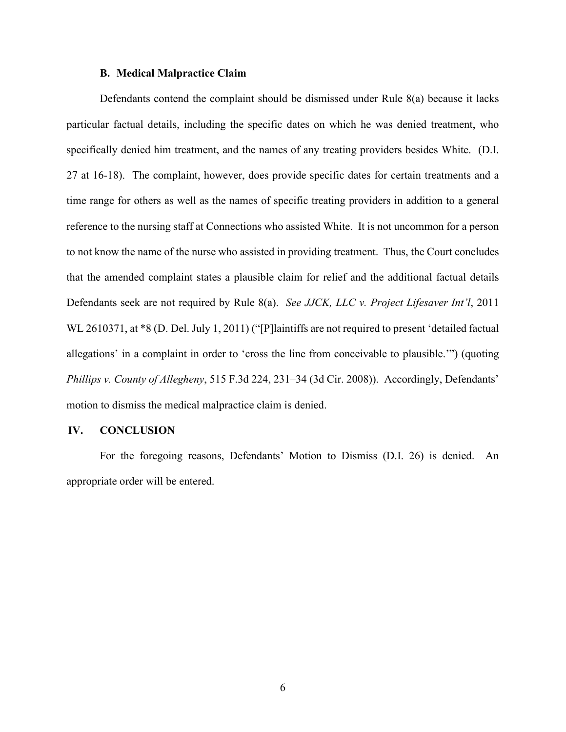### B. Medical Malpractice Claim

Defendants contend the complaint should be dismissed under Rule 8(a) because it lacks particular factual details, including the specific dates on which he was denied treatment, who specifically denied him treatment, and the names of any treating providers besides White. (D.I. 27 at 16-18). The complaint, however, does provide specific dates for certain treatments and a time range for others as well as the names of specific treating providers in addition to a general reference to the nursing staff at Connections who assisted White. It is not uncommon for a person to not know the name of the nurse who assisted in providing treatment. Thus, the Court concludes that the amended complaint states a plausible claim for relief and the additional factual details Defendants seek are not required by Rule 8(a). *See JJCK, LLC v. Project Lifesaver Int'l*, 2011 WL 2610371, at *8 (D. Del. July 1, 2011) ("[P]laintiffs are not required to present 'detailed factual allegations' in a complaint in order to 'cross the line from conceivable to plausible.'") (quoting *Phillips v. County of Allegheny*, 515 F.3d 224, 231–34 (3d Cir. 2008)). Accordingly, Defendants' motion to dismiss the medical malpractice claim is denied.

## IV. CONCLUSION

For the foregoing reasons, Defendants' Motion to Dismiss (D.I. 26) is denied. An appropriate order will be entered.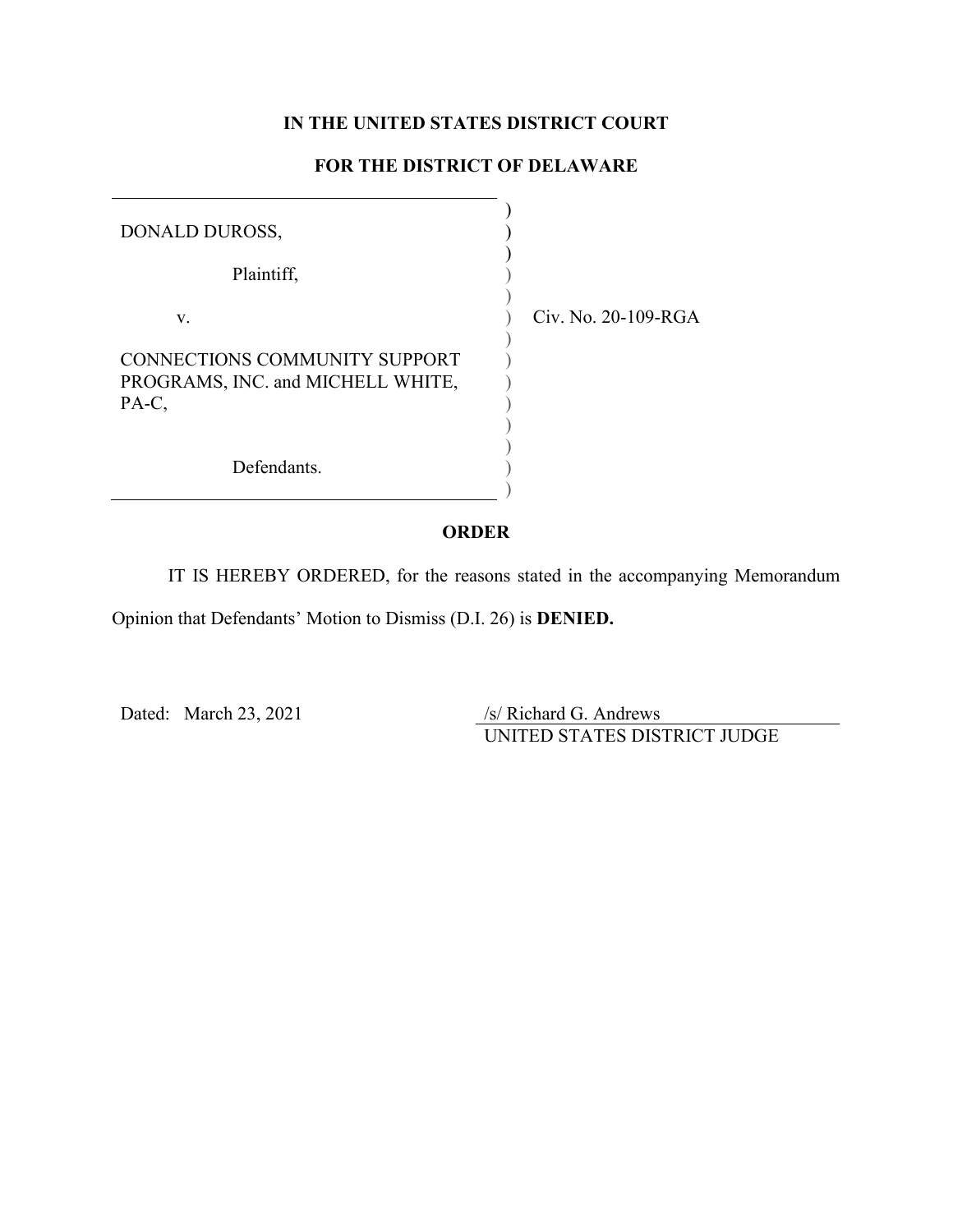**IN THE UNITED STATES DISTRICT COURT**

**FOR THE DISTRICT OF DELAWARE**

DONALD DUROSS,

Plaintiff,

v.

CONNECTIONS COMMUNITY SUPPORT PROGRAMS, INC. and MICHELL WHITE, PA-C,

Defendants.

Civ. No. 20-109-RGA

**ORDER**

IT IS HEREBY ORDERED, for the reasons stated in the accompanying Memorandum Opinion that Defendants' Motion to Dismiss (D.I. 26) is **DENIED.**

Dated: March 23, 2021

/s/ Richard G. Andrews
UNITED STATES DISTRICT JUDGE